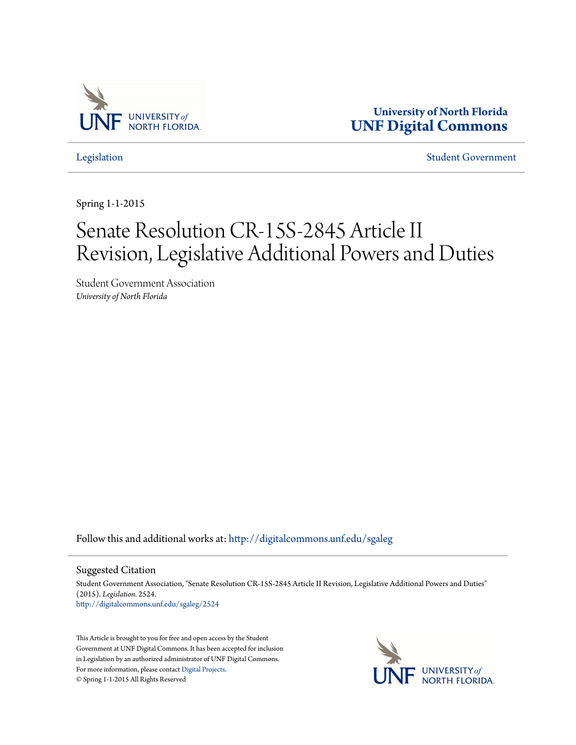University of North Florida
UNF Digital Commons

Legislation | Student Government

Spring 1-1-2015

# Senate Resolution CR-15S-2845 Article II Revision, Legislative Additional Powers and Duties

Student Government Association
*University of North Florida*

Follow this and additional works at: http://digitalcommons.unf.edu/sgaleg

## Suggested Citation

Student Government Association, "Senate Resolution CR-15S-2845 Article II Revision, Legislative Additional Powers and Duties" (2015). *Legislation*. 2524.
http://digitalcommons.unf.edu/sgaleg/2524

This Article is brought to you for free and open access by the Student Government at UNF Digital Commons. It has been accepted for inclusion in Legislation by an authorized administrator of UNF Digital Commons. For more information, please contact Digital Projects.
© Spring 1-1-2015 All Rights Reserved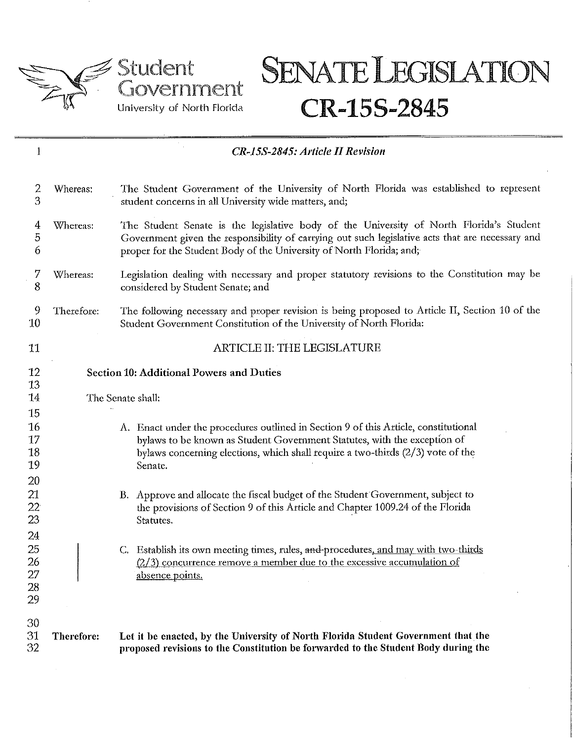# SENATE LEGISLATION CR-15S-2845

Student Government
University of North Florida

***CR-15S-2845: Article II Revision***

| | |
|---|---|
| Whereas: | The Student Government of the University of North Florida was established to represent student concerns in all University wide matters, and; |
| Whereas: | The Student Senate is the legislative body of the University of North Florida's Student Government given the responsibility of carrying out such legislative acts that are necessary and proper for the Student Body of the University of North Florida; and; |
| Whereas: | Legislation dealing with necessary and proper statutory revisions to the Constitution may be considered by Student Senate; and |
| Therefore: | The following necessary and proper revision is being proposed to Article II, Section 10 of the Student Government Constitution of the University of North Florida: |

ARTICLE II: THE LEGISLATURE

**Section 10: Additional Powers and Duties**

The Senate shall:

A. Enact under the procedures outlined in Section 9 of this Article, constitutional bylaws to be known as Student Government Statutes, with the exception of bylaws concerning elections, which shall require a two-thirds (2/3) vote of the Senate.

B. Approve and allocate the fiscal budget of the Student Government, subject to the provisions of Section 9 of this Article and Chapter 1009.24 of the Florida Statutes.

C. Establish its own meeting times, rules, ~~and~~ procedures, and may with two-thirds (2/3) concurrence remove a member due to the excessive accumulation of absence points.

**Therefore: Let it be enacted, by the University of North Florida Student Government that the proposed revisions to the Constitution be forwarded to the Student Body during the**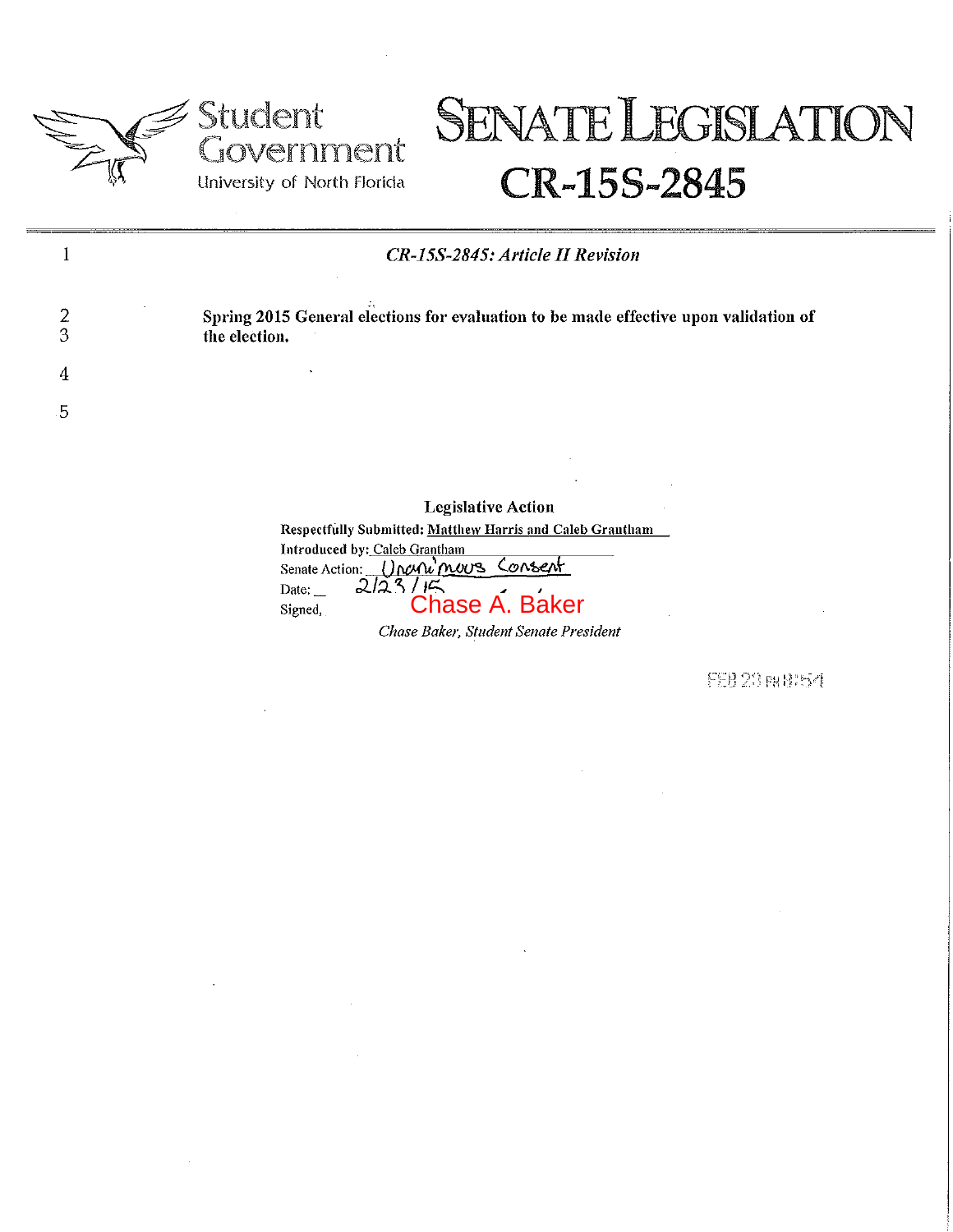# Student Government
University of North Florida

# SENATE LEGISLATION
## CR-15S-2845

1 *CR-15S-2845: Article II Revision*

2 **Spring 2015 General elections for evaluation to be made effective upon validation of**
3 **the election.**

4

5

**Legislative Action**

**Respectfully Submitted:** Matthew Harris and Caleb Grantham
**Introduced by:** Caleb Grantham
Senate Action: Unanimous Consent
Date: 2/23/15
Signed, Chase A. Baker

*Chase Baker, Student Senate President*

FEB 23 PM 8:54